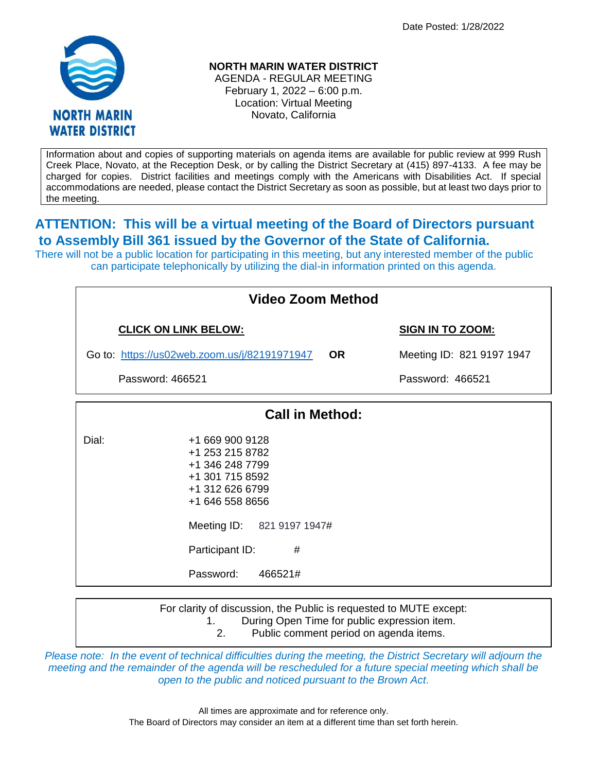Date Posted: 1/28/2022

NORTH MARIN WATER DISTRICT

# NORTH MARIN WATER DISTRICT
AGENDA - REGULAR MEETING
February 1, 2022 – 6:00 p.m.
Location: Virtual Meeting
Novato, California

Information about and copies of supporting materials on agenda items are available for public review at 999 Rush Creek Place, Novato, at the Reception Desk, or by calling the District Secretary at (415) 897-4133. A fee may be charged for copies. District facilities and meetings comply with the Americans with Disabilities Act. If special accommodations are needed, please contact the District Secretary as soon as possible, but at least two days prior to the meeting.

## ATTENTION: This will be a virtual meeting of the Board of Directors pursuant to Assembly Bill 361 issued by the Governor of the State of California.

There will not be a public location for participating in this meeting, but any interested member of the public can participate telephonically by utilizing the dial-in information printed on this agenda.

### Video Zoom Method

| CLICK ON LINK BELOW: | | SIGN IN TO ZOOM: |
|---|---|---|
| Go to: https://us02web.zoom.us/j/82191971947 | OR | Meeting ID: 821 9197 1947 |
| Password: 466521 | | Password: 466521 |

### Call in Method:

Dial:
+1 669 900 9128
+1 253 215 8782
+1 346 248 7799
+1 301 715 8592
+1 312 626 6799
+1 646 558 8656

Meeting ID: 821 9197 1947#

Participant ID: #

Password: 466521#

For clarity of discussion, the Public is requested to MUTE except:
1. During Open Time for public expression item.
2. Public comment period on agenda items.

*Please note: In the event of technical difficulties during the meeting, the District Secretary will adjourn the meeting and the remainder of the agenda will be rescheduled for a future special meeting which shall be open to the public and noticed pursuant to the Brown Act.*

All times are approximate and for reference only.
The Board of Directors may consider an item at a different time than set forth herein.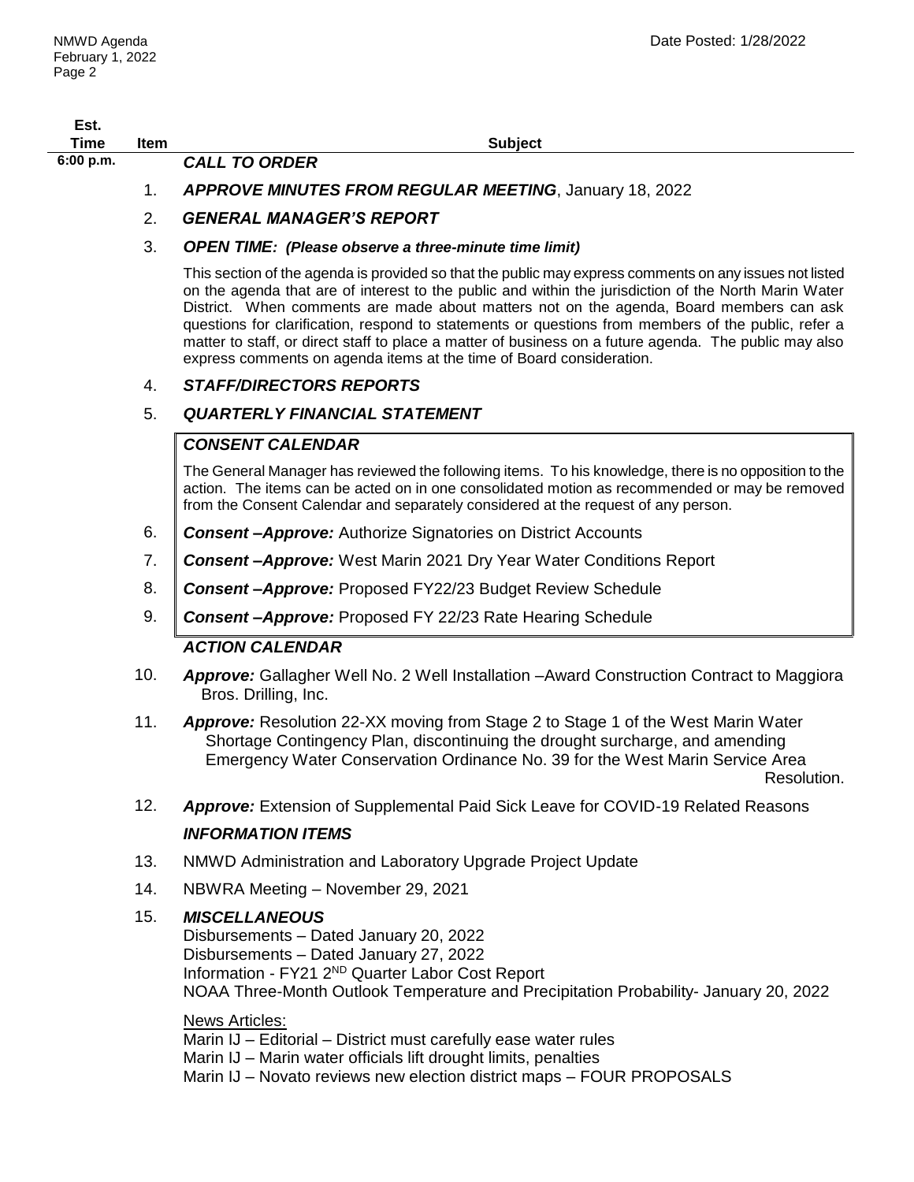| Est. Time | Item | Subject |
|---|---|---|
| 6:00 p.m. | | ***CALL TO ORDER*** |
| | 1. | ***APPROVE MINUTES FROM REGULAR MEETING***, January 18, 2022 |
| | 2. | ***GENERAL MANAGER'S REPORT*** |
| | 3. | ***OPEN TIME: (Please observe a three-minute time limit)*** |

This section of the agenda is provided so that the public may express comments on any issues not listed on the agenda that are of interest to the public and within the jurisdiction of the North Marin Water District. When comments are made about matters not on the agenda, Board members can ask questions for clarification, respond to statements or questions from members of the public, refer a matter to staff, or direct staff to place a matter of business on a future agenda. The public may also express comments on agenda items at the time of Board consideration.

4. ***STAFF/DIRECTORS REPORTS***

5. ***QUARTERLY FINANCIAL STATEMENT***

***CONSENT CALENDAR***

The General Manager has reviewed the following items. To his knowledge, there is no opposition to the action. The items can be acted on in one consolidated motion as recommended or may be removed from the Consent Calendar and separately considered at the request of any person.

6. ***Consent –Approve:*** Authorize Signatories on District Accounts

7. ***Consent –Approve:*** West Marin 2021 Dry Year Water Conditions Report

8. ***Consent –Approve:*** Proposed FY22/23 Budget Review Schedule

9. ***Consent –Approve:*** Proposed FY 22/23 Rate Hearing Schedule

***ACTION CALENDAR***

10. ***Approve:*** Gallagher Well No. 2 Well Installation –Award Construction Contract to Maggiora Bros. Drilling, Inc.

11. ***Approve:*** Resolution 22-XX moving from Stage 2 to Stage 1 of the West Marin Water Shortage Contingency Plan, discontinuing the drought surcharge, and amending Emergency Water Conservation Ordinance No. 39 for the West Marin Service Area Resolution.

12. ***Approve:*** Extension of Supplemental Paid Sick Leave for COVID-19 Related Reasons

***INFORMATION ITEMS***

13. NMWD Administration and Laboratory Upgrade Project Update

14. NBWRA Meeting – November 29, 2021

15. ***MISCELLANEOUS***

Disbursements – Dated January 20, 2022
Disbursements – Dated January 27, 2022
Information - FY21 2ND Quarter Labor Cost Report
NOAA Three-Month Outlook Temperature and Precipitation Probability- January 20, 2022

News Articles:
Marin IJ – Editorial – District must carefully ease water rules
Marin IJ – Marin water officials lift drought limits, penalties
Marin IJ – Novato reviews new election district maps – FOUR PROPOSALS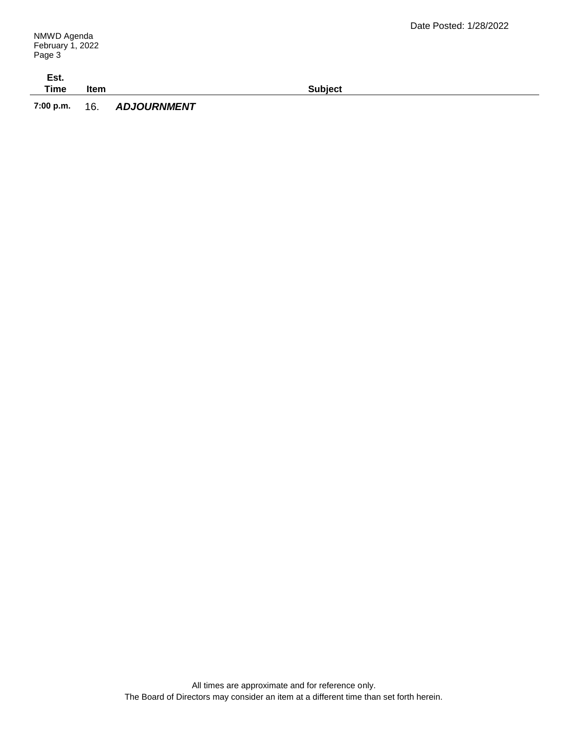| Est. Time | Item | Subject |
|---|---|---|
| 7:00 p.m. | 16. | ***ADJOURNMENT*** |

All times are approximate and for reference only.
The Board of Directors may consider an item at a different time than set forth herein.